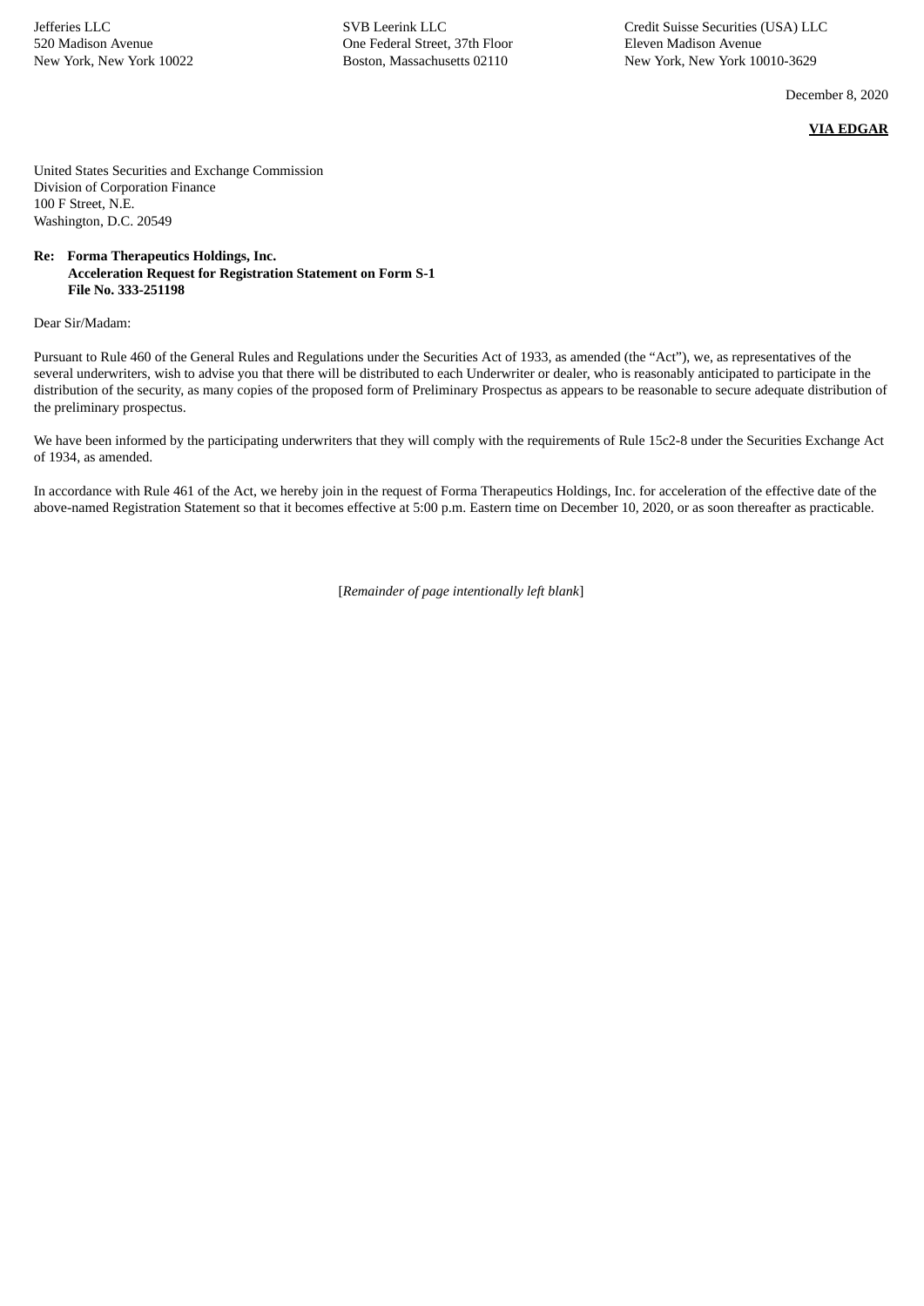Jefferies LLC
520 Madison Avenue
New York, New York 10022

SVB Leerink LLC
One Federal Street, 37th Floor
Boston, Massachusetts 02110

Credit Suisse Securities (USA) LLC
Eleven Madison Avenue
New York, New York 10010-3629

December 8, 2020

**VIA EDGAR**

United States Securities and Exchange Commission
Division of Corporation Finance
100 F Street, N.E.
Washington, D.C. 20549

**Re: Forma Therapeutics Holdings, Inc.**
**Acceleration Request for Registration Statement on Form S-1**
**File No. 333-251198**

Dear Sir/Madam:

Pursuant to Rule 460 of the General Rules and Regulations under the Securities Act of 1933, as amended (the "Act"), we, as representatives of the several underwriters, wish to advise you that there will be distributed to each Underwriter or dealer, who is reasonably anticipated to participate in the distribution of the security, as many copies of the proposed form of Preliminary Prospectus as appears to be reasonable to secure adequate distribution of the preliminary prospectus.

We have been informed by the participating underwriters that they will comply with the requirements of Rule 15c2-8 under the Securities Exchange Act of 1934, as amended.

In accordance with Rule 461 of the Act, we hereby join in the request of Forma Therapeutics Holdings, Inc. for acceleration of the effective date of the above-named Registration Statement so that it becomes effective at 5:00 p.m. Eastern time on December 10, 2020, or as soon thereafter as practicable.

[*Remainder of page intentionally left blank*]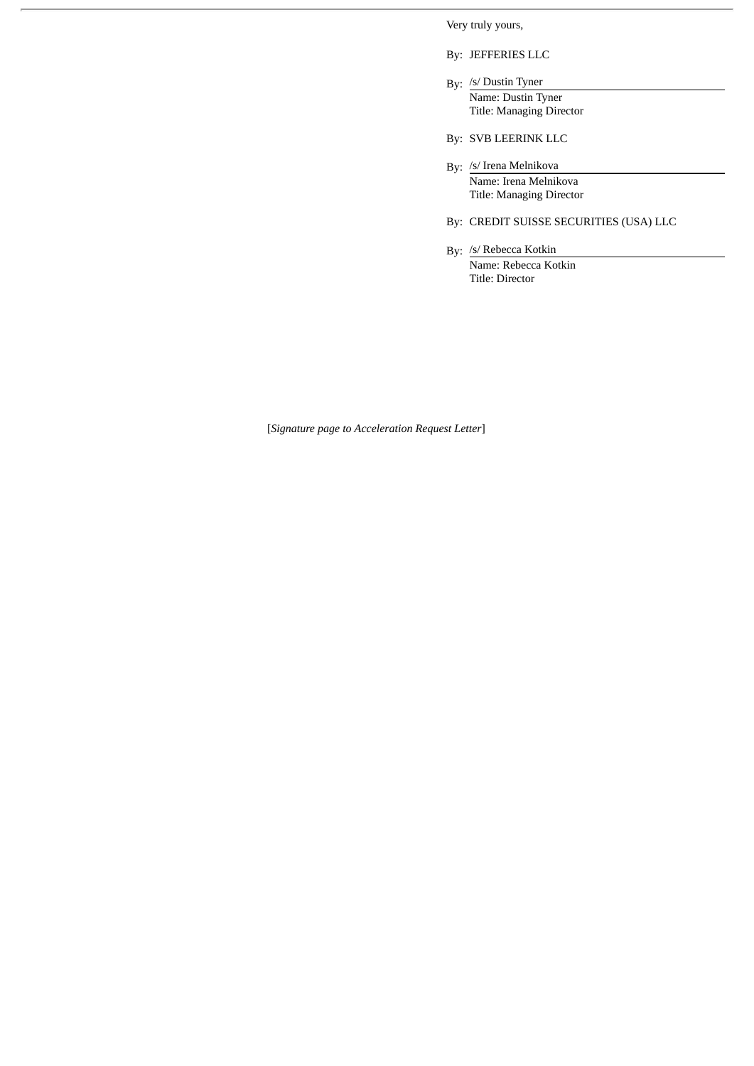Very truly yours,

By: JEFFERIES LLC

By: /s/ Dustin Tyner
Name: Dustin Tyner
Title: Managing Director

By: SVB LEERINK LLC

By: /s/ Irena Melnikova
Name: Irena Melnikova
Title: Managing Director

By: CREDIT SUISSE SECURITIES (USA) LLC

By: /s/ Rebecca Kotkin
Name: Rebecca Kotkin
Title: Director

[*Signature page to Acceleration Request Letter*]